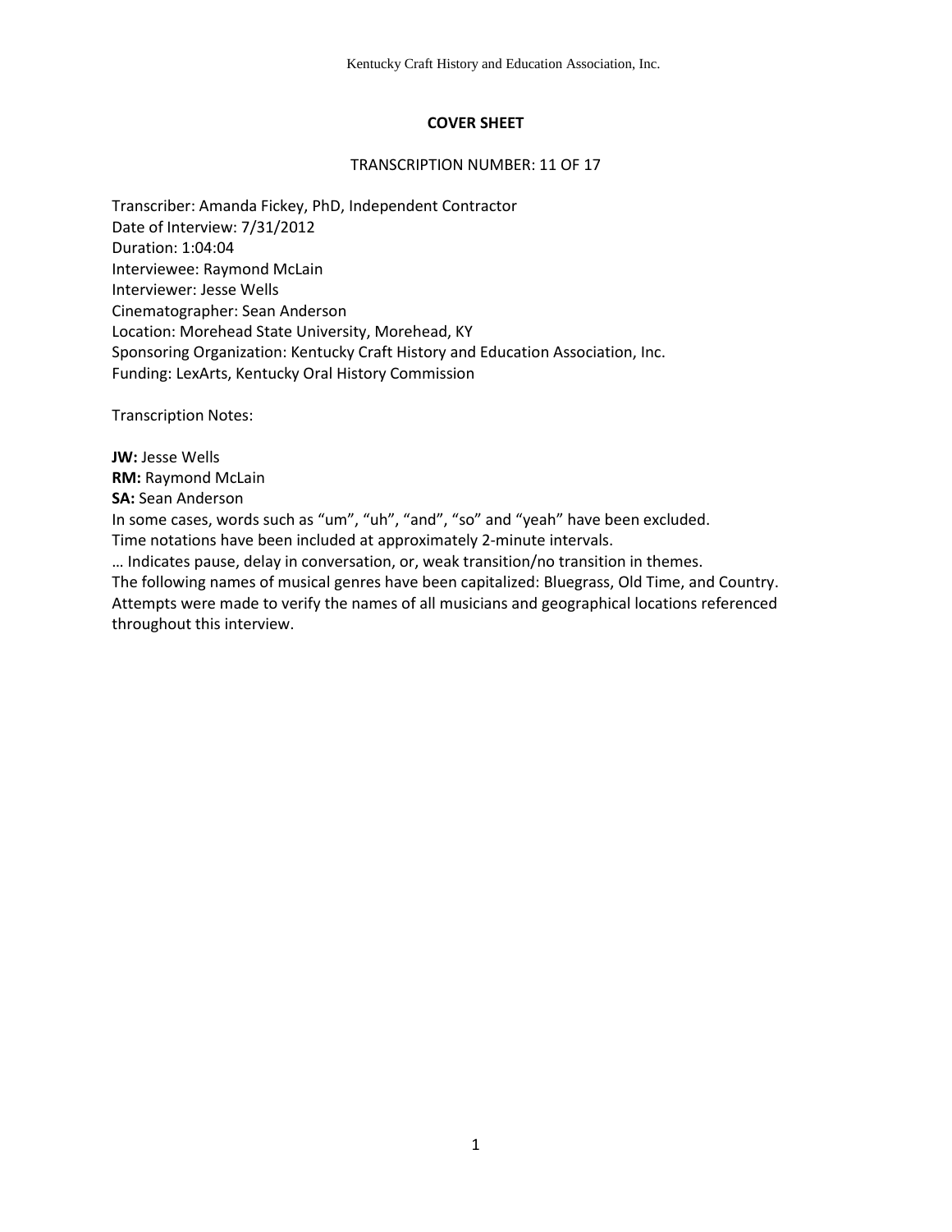# COVER SHEET

TRANSCRIPTION NUMBER: 11 OF 17

Transcriber: Amanda Fickey, PhD, Independent Contractor
Date of Interview: 7/31/2012
Duration: 1:04:04
Interviewee: Raymond McLain
Interviewer: Jesse Wells
Cinematographer: Sean Anderson
Location: Morehead State University, Morehead, KY
Sponsoring Organization: Kentucky Craft History and Education Association, Inc.
Funding: LexArts, Kentucky Oral History Commission

Transcription Notes:

**JW:** Jesse Wells
**RM:** Raymond McLain
**SA:** Sean Anderson
In some cases, words such as "um", "uh", "and", "so" and "yeah" have been excluded.
Time notations have been included at approximately 2-minute intervals.
… Indicates pause, delay in conversation, or, weak transition/no transition in themes.
The following names of musical genres have been capitalized: Bluegrass, Old Time, and Country.
Attempts were made to verify the names of all musicians and geographical locations referenced throughout this interview.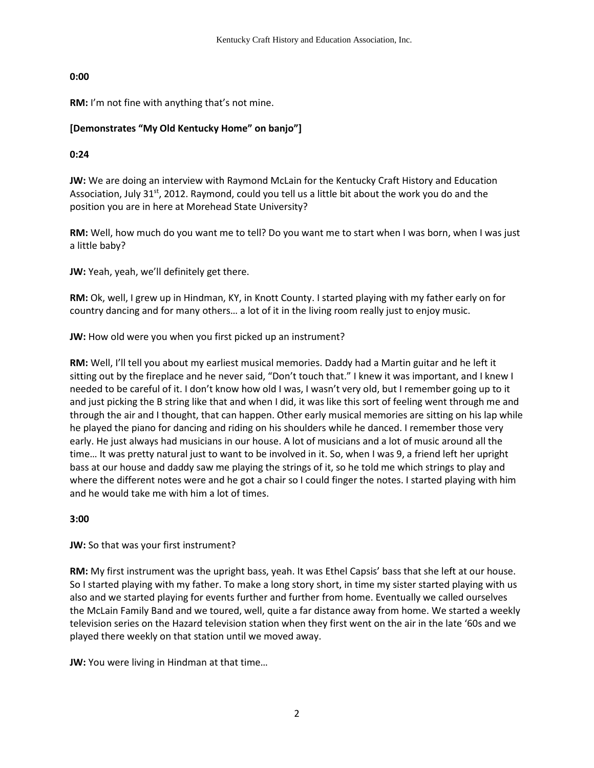**0:00**

**RM:** I'm not fine with anything that's not mine.

**[Demonstrates "My Old Kentucky Home" on banjo"]**

**0:24**

**JW:** We are doing an interview with Raymond McLain for the Kentucky Craft History and Education Association, July 31st, 2012. Raymond, could you tell us a little bit about the work you do and the position you are in here at Morehead State University?

**RM:** Well, how much do you want me to tell? Do you want me to start when I was born, when I was just a little baby?

**JW:** Yeah, yeah, we'll definitely get there.

**RM:** Ok, well, I grew up in Hindman, KY, in Knott County. I started playing with my father early on for country dancing and for many others… a lot of it in the living room really just to enjoy music.

**JW:** How old were you when you first picked up an instrument?

**RM:** Well, I'll tell you about my earliest musical memories. Daddy had a Martin guitar and he left it sitting out by the fireplace and he never said, "Don't touch that." I knew it was important, and I knew I needed to be careful of it. I don't know how old I was, I wasn't very old, but I remember going up to it and just picking the B string like that and when I did, it was like this sort of feeling went through me and through the air and I thought, that can happen. Other early musical memories are sitting on his lap while he played the piano for dancing and riding on his shoulders while he danced. I remember those very early. He just always had musicians in our house. A lot of musicians and a lot of music around all the time… It was pretty natural just to want to be involved in it. So, when I was 9, a friend left her upright bass at our house and daddy saw me playing the strings of it, so he told me which strings to play and where the different notes were and he got a chair so I could finger the notes. I started playing with him and he would take me with him a lot of times.

**3:00**

**JW:** So that was your first instrument?

**RM:** My first instrument was the upright bass, yeah. It was Ethel Capsis' bass that she left at our house. So I started playing with my father. To make a long story short, in time my sister started playing with us also and we started playing for events further and further from home. Eventually we called ourselves the McLain Family Band and we toured, well, quite a far distance away from home. We started a weekly television series on the Hazard television station when they first went on the air in the late '60s and we played there weekly on that station until we moved away.

**JW:** You were living in Hindman at that time…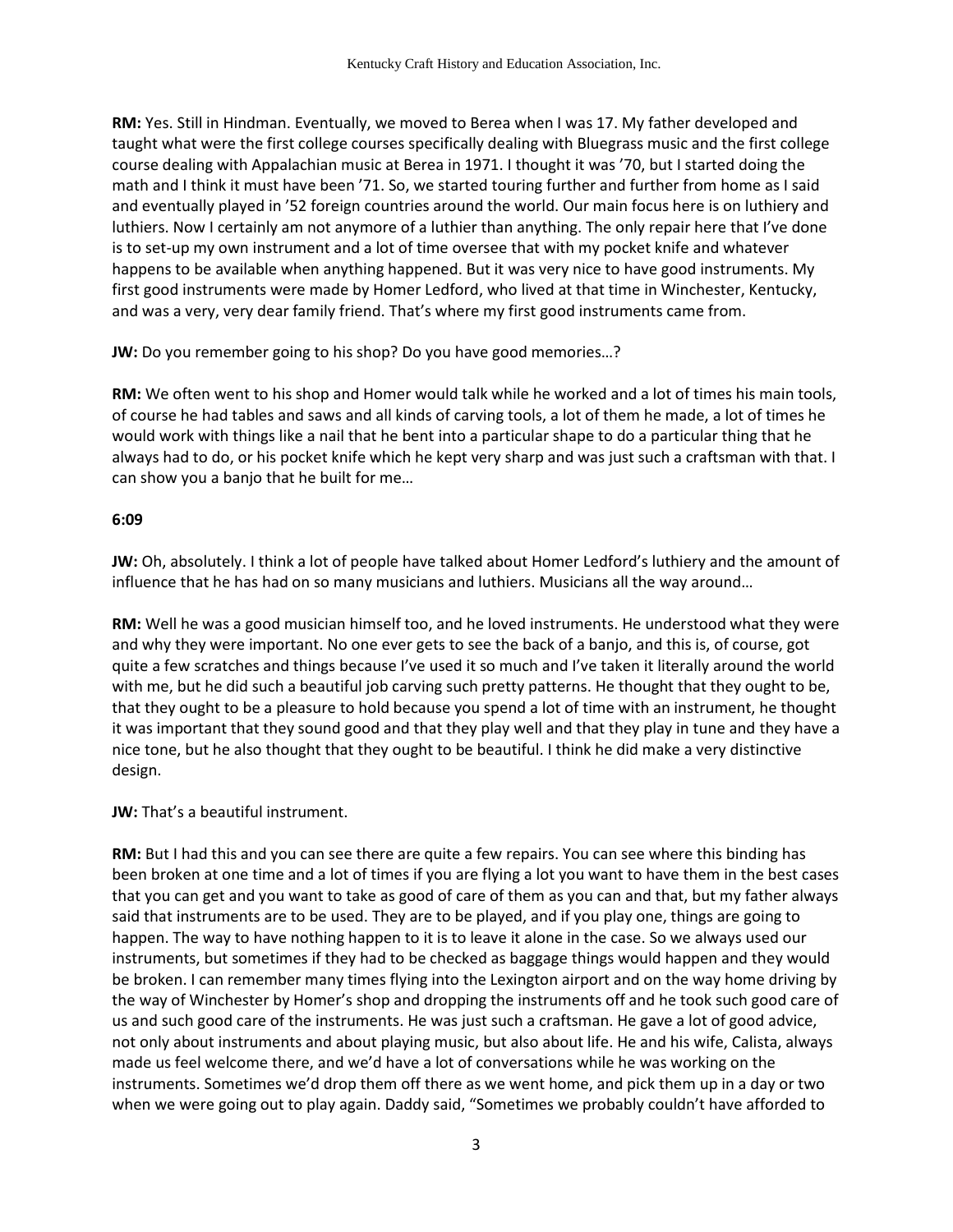**RM:** Yes. Still in Hindman. Eventually, we moved to Berea when I was 17. My father developed and taught what were the first college courses specifically dealing with Bluegrass music and the first college course dealing with Appalachian music at Berea in 1971. I thought it was '70, but I started doing the math and I think it must have been '71. So, we started touring further and further from home as I said and eventually played in '52 foreign countries around the world. Our main focus here is on luthiery and luthiers. Now I certainly am not anymore of a luthier than anything. The only repair here that I've done is to set-up my own instrument and a lot of time oversee that with my pocket knife and whatever happens to be available when anything happened. But it was very nice to have good instruments. My first good instruments were made by Homer Ledford, who lived at that time in Winchester, Kentucky, and was a very, very dear family friend. That's where my first good instruments came from.

**JW:** Do you remember going to his shop? Do you have good memories…?

**RM:** We often went to his shop and Homer would talk while he worked and a lot of times his main tools, of course he had tables and saws and all kinds of carving tools, a lot of them he made, a lot of times he would work with things like a nail that he bent into a particular shape to do a particular thing that he always had to do, or his pocket knife which he kept very sharp and was just such a craftsman with that. I can show you a banjo that he built for me…

**6:09**

**JW:** Oh, absolutely. I think a lot of people have talked about Homer Ledford's luthiery and the amount of influence that he has had on so many musicians and luthiers. Musicians all the way around…

**RM:** Well he was a good musician himself too, and he loved instruments. He understood what they were and why they were important. No one ever gets to see the back of a banjo, and this is, of course, got quite a few scratches and things because I've used it so much and I've taken it literally around the world with me, but he did such a beautiful job carving such pretty patterns. He thought that they ought to be, that they ought to be a pleasure to hold because you spend a lot of time with an instrument, he thought it was important that they sound good and that they play well and that they play in tune and they have a nice tone, but he also thought that they ought to be beautiful. I think he did make a very distinctive design.

**JW:** That's a beautiful instrument.

**RM:** But I had this and you can see there are quite a few repairs. You can see where this binding has been broken at one time and a lot of times if you are flying a lot you want to have them in the best cases that you can get and you want to take as good of care of them as you can and that, but my father always said that instruments are to be used. They are to be played, and if you play one, things are going to happen. The way to have nothing happen to it is to leave it alone in the case. So we always used our instruments, but sometimes if they had to be checked as baggage things would happen and they would be broken. I can remember many times flying into the Lexington airport and on the way home driving by the way of Winchester by Homer's shop and dropping the instruments off and he took such good care of us and such good care of the instruments. He was just such a craftsman. He gave a lot of good advice, not only about instruments and about playing music, but also about life. He and his wife, Calista, always made us feel welcome there, and we'd have a lot of conversations while he was working on the instruments. Sometimes we'd drop them off there as we went home, and pick them up in a day or two when we were going out to play again. Daddy said, "Sometimes we probably couldn't have afforded to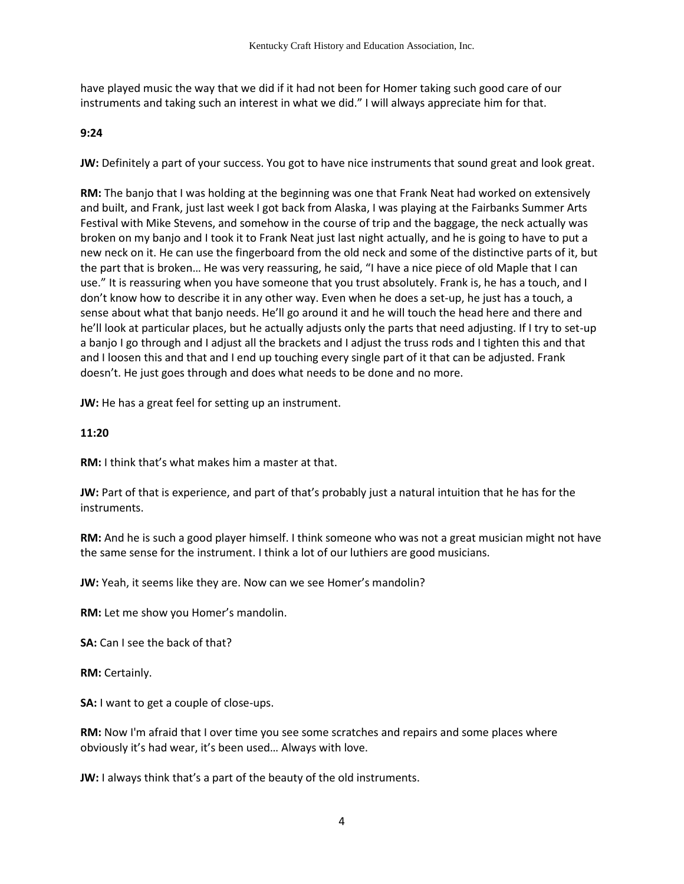have played music the way that we did if it had not been for Homer taking such good care of our instruments and taking such an interest in what we did." I will always appreciate him for that.

**9:24**

**JW:** Definitely a part of your success. You got to have nice instruments that sound great and look great.

**RM:** The banjo that I was holding at the beginning was one that Frank Neat had worked on extensively and built, and Frank, just last week I got back from Alaska, I was playing at the Fairbanks Summer Arts Festival with Mike Stevens, and somehow in the course of trip and the baggage, the neck actually was broken on my banjo and I took it to Frank Neat just last night actually, and he is going to have to put a new neck on it. He can use the fingerboard from the old neck and some of the distinctive parts of it, but the part that is broken… He was very reassuring, he said, "I have a nice piece of old Maple that I can use." It is reassuring when you have someone that you trust absolutely. Frank is, he has a touch, and I don't know how to describe it in any other way. Even when he does a set-up, he just has a touch, a sense about what that banjo needs. He'll go around it and he will touch the head here and there and he'll look at particular places, but he actually adjusts only the parts that need adjusting. If I try to set-up a banjo I go through and I adjust all the brackets and I adjust the truss rods and I tighten this and that and I loosen this and that and I end up touching every single part of it that can be adjusted. Frank doesn't. He just goes through and does what needs to be done and no more.

**JW:** He has a great feel for setting up an instrument.

**11:20**

**RM:** I think that's what makes him a master at that.

**JW:** Part of that is experience, and part of that's probably just a natural intuition that he has for the instruments.

**RM:** And he is such a good player himself. I think someone who was not a great musician might not have the same sense for the instrument. I think a lot of our luthiers are good musicians.

**JW:** Yeah, it seems like they are. Now can we see Homer's mandolin?

**RM:** Let me show you Homer's mandolin.

**SA:** Can I see the back of that?

**RM:** Certainly.

**SA:** I want to get a couple of close-ups.

**RM:** Now I'm afraid that I over time you see some scratches and repairs and some places where obviously it's had wear, it's been used… Always with love.

**JW:** I always think that's a part of the beauty of the old instruments.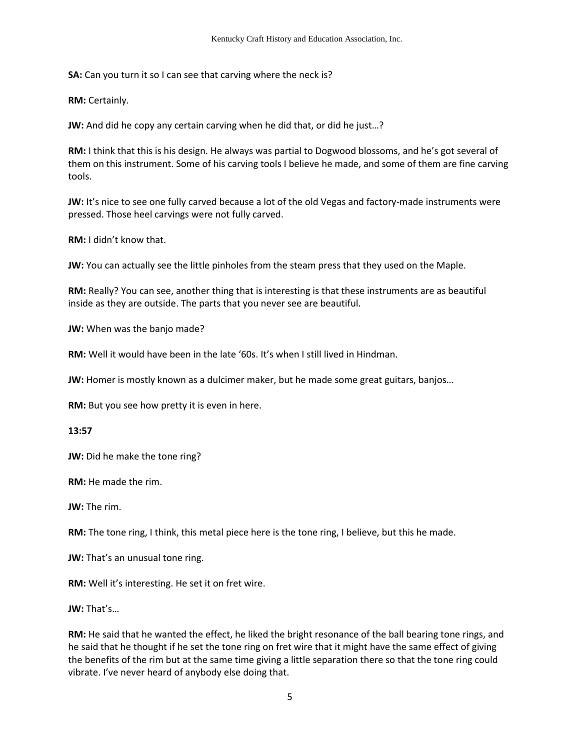**SA:** Can you turn it so I can see that carving where the neck is?

**RM:** Certainly.

**JW:** And did he copy any certain carving when he did that, or did he just…?

**RM:** I think that this is his design. He always was partial to Dogwood blossoms, and he's got several of them on this instrument. Some of his carving tools I believe he made, and some of them are fine carving tools.

**JW:** It's nice to see one fully carved because a lot of the old Vegas and factory-made instruments were pressed. Those heel carvings were not fully carved.

**RM:** I didn't know that.

**JW:** You can actually see the little pinholes from the steam press that they used on the Maple.

**RM:** Really? You can see, another thing that is interesting is that these instruments are as beautiful inside as they are outside. The parts that you never see are beautiful.

**JW:** When was the banjo made?

**RM:** Well it would have been in the late '60s. It's when I still lived in Hindman.

**JW:** Homer is mostly known as a dulcimer maker, but he made some great guitars, banjos…

**RM:** But you see how pretty it is even in here.

**13:57**

**JW:** Did he make the tone ring?

**RM:** He made the rim.

**JW:** The rim.

**RM:** The tone ring, I think, this metal piece here is the tone ring, I believe, but this he made.

**JW:** That's an unusual tone ring.

**RM:** Well it's interesting. He set it on fret wire.

**JW:** That's…

**RM:** He said that he wanted the effect, he liked the bright resonance of the ball bearing tone rings, and he said that he thought if he set the tone ring on fret wire that it might have the same effect of giving the benefits of the rim but at the same time giving a little separation there so that the tone ring could vibrate. I've never heard of anybody else doing that.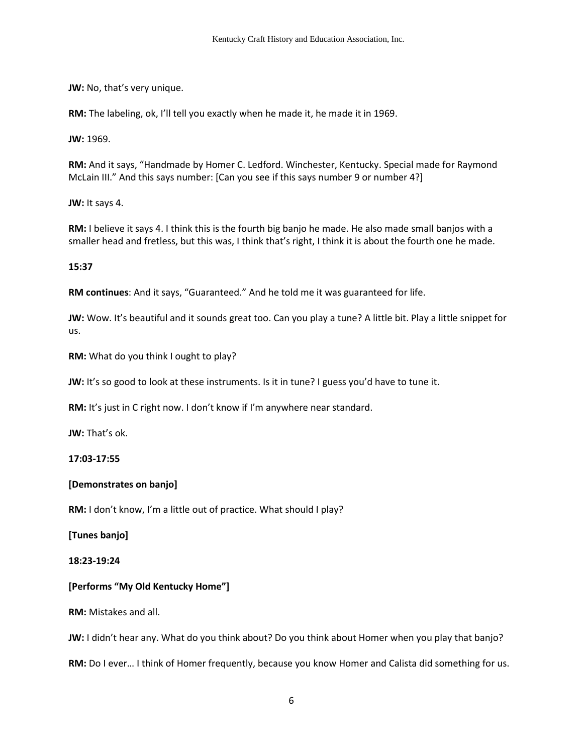**JW:** No, that's very unique.

**RM:** The labeling, ok, I'll tell you exactly when he made it, he made it in 1969.

**JW:** 1969.

**RM:** And it says, "Handmade by Homer C. Ledford. Winchester, Kentucky. Special made for Raymond McLain III." And this says number: [Can you see if this says number 9 or number 4?]

**JW:** It says 4.

**RM:** I believe it says 4. I think this is the fourth big banjo he made. He also made small banjos with a smaller head and fretless, but this was, I think that's right, I think it is about the fourth one he made.

**15:37**

**RM continues**: And it says, "Guaranteed." And he told me it was guaranteed for life.

**JW:** Wow. It's beautiful and it sounds great too. Can you play a tune? A little bit. Play a little snippet for us.

**RM:** What do you think I ought to play?

**JW:** It's so good to look at these instruments. Is it in tune? I guess you'd have to tune it.

**RM:** It's just in C right now. I don't know if I'm anywhere near standard.

**JW:** That's ok.

**17:03-17:55**

**[Demonstrates on banjo]**

**RM:** I don't know, I'm a little out of practice. What should I play?

**[Tunes banjo]**

**18:23-19:24**

**[Performs "My Old Kentucky Home"]**

**RM:** Mistakes and all.

**JW:** I didn't hear any. What do you think about? Do you think about Homer when you play that banjo?

**RM:** Do I ever… I think of Homer frequently, because you know Homer and Calista did something for us.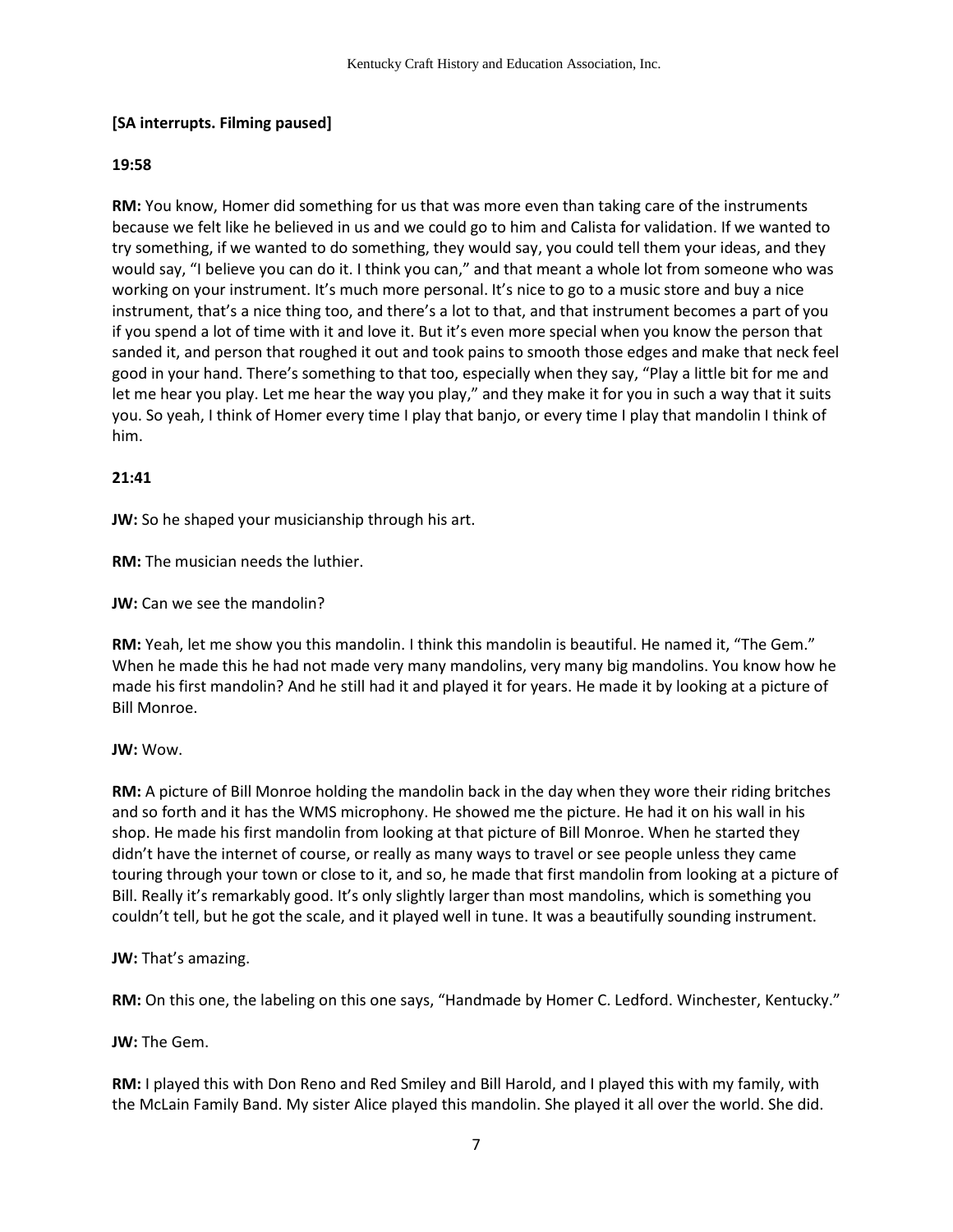**[SA interrupts. Filming paused]**

**19:58**

**RM:** You know, Homer did something for us that was more even than taking care of the instruments because we felt like he believed in us and we could go to him and Calista for validation. If we wanted to try something, if we wanted to do something, they would say, you could tell them your ideas, and they would say, "I believe you can do it. I think you can," and that meant a whole lot from someone who was working on your instrument. It's much more personal. It's nice to go to a music store and buy a nice instrument, that's a nice thing too, and there's a lot to that, and that instrument becomes a part of you if you spend a lot of time with it and love it. But it's even more special when you know the person that sanded it, and person that roughed it out and took pains to smooth those edges and make that neck feel good in your hand. There's something to that too, especially when they say, "Play a little bit for me and let me hear you play. Let me hear the way you play," and they make it for you in such a way that it suits you. So yeah, I think of Homer every time I play that banjo, or every time I play that mandolin I think of him.

**21:41**

**JW:** So he shaped your musicianship through his art.

**RM:** The musician needs the luthier.

**JW:** Can we see the mandolin?

**RM:** Yeah, let me show you this mandolin. I think this mandolin is beautiful. He named it, "The Gem." When he made this he had not made very many mandolins, very many big mandolins. You know how he made his first mandolin? And he still had it and played it for years. He made it by looking at a picture of Bill Monroe.

**JW:** Wow.

**RM:** A picture of Bill Monroe holding the mandolin back in the day when they wore their riding britches and so forth and it has the WMS microphony. He showed me the picture. He had it on his wall in his shop. He made his first mandolin from looking at that picture of Bill Monroe. When he started they didn't have the internet of course, or really as many ways to travel or see people unless they came touring through your town or close to it, and so, he made that first mandolin from looking at a picture of Bill. Really it's remarkably good. It's only slightly larger than most mandolins, which is something you couldn't tell, but he got the scale, and it played well in tune. It was a beautifully sounding instrument.

**JW:** That's amazing.

**RM:** On this one, the labeling on this one says, "Handmade by Homer C. Ledford. Winchester, Kentucky."

**JW:** The Gem.

**RM:** I played this with Don Reno and Red Smiley and Bill Harold, and I played this with my family, with the McLain Family Band. My sister Alice played this mandolin. She played it all over the world. She did.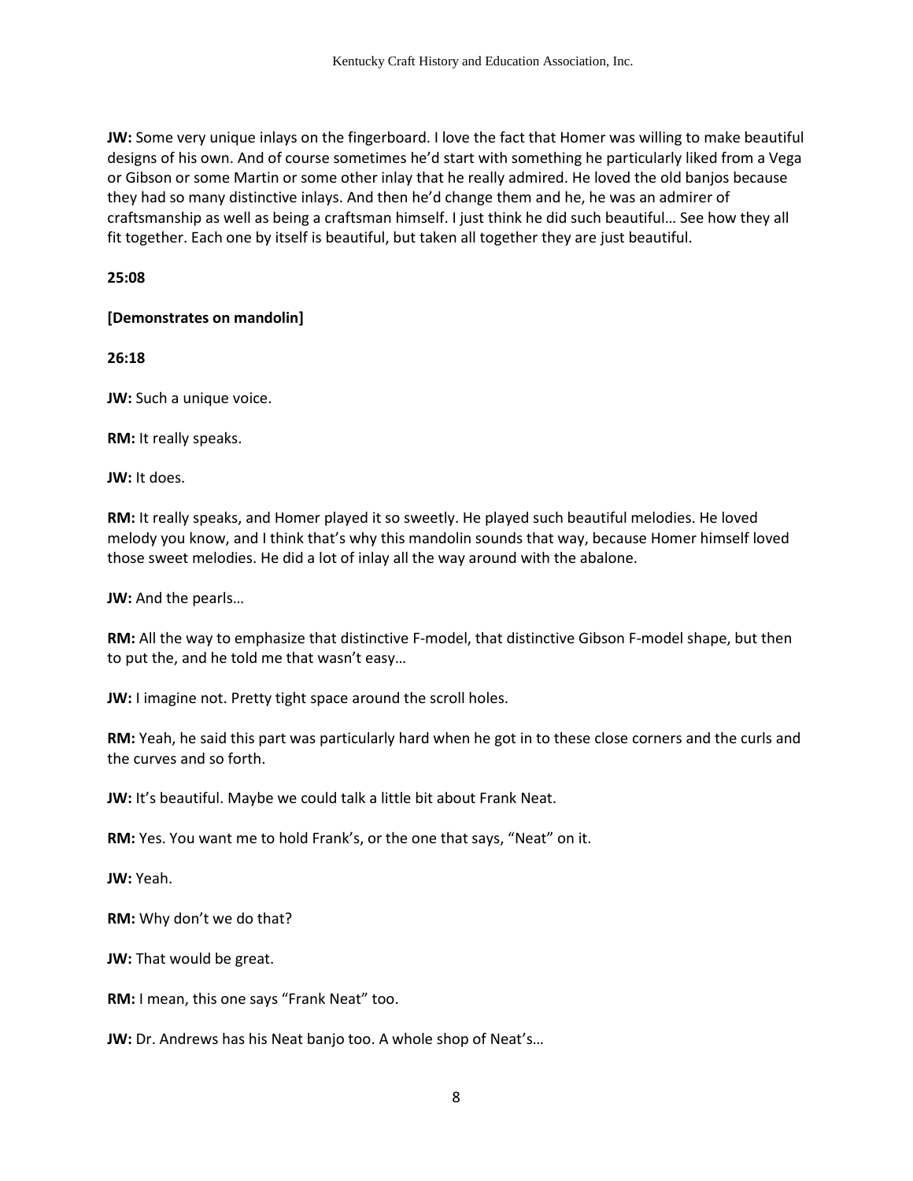**JW:** Some very unique inlays on the fingerboard. I love the fact that Homer was willing to make beautiful designs of his own. And of course sometimes he'd start with something he particularly liked from a Vega or Gibson or some Martin or some other inlay that he really admired. He loved the old banjos because they had so many distinctive inlays. And then he'd change them and he, he was an admirer of craftsmanship as well as being a craftsman himself. I just think he did such beautiful… See how they all fit together. Each one by itself is beautiful, but taken all together they are just beautiful.

**25:08**

**[Demonstrates on mandolin]**

**26:18**

**JW:** Such a unique voice.

**RM:** It really speaks.

**JW:** It does.

**RM:** It really speaks, and Homer played it so sweetly. He played such beautiful melodies. He loved melody you know, and I think that's why this mandolin sounds that way, because Homer himself loved those sweet melodies. He did a lot of inlay all the way around with the abalone.

**JW:** And the pearls…

**RM:** All the way to emphasize that distinctive F-model, that distinctive Gibson F-model shape, but then to put the, and he told me that wasn't easy…

**JW:** I imagine not. Pretty tight space around the scroll holes.

**RM:** Yeah, he said this part was particularly hard when he got in to these close corners and the curls and the curves and so forth.

**JW:** It's beautiful. Maybe we could talk a little bit about Frank Neat.

**RM:** Yes. You want me to hold Frank's, or the one that says, "Neat" on it.

**JW:** Yeah.

**RM:** Why don't we do that?

**JW:** That would be great.

**RM:** I mean, this one says "Frank Neat" too.

**JW:** Dr. Andrews has his Neat banjo too. A whole shop of Neat's…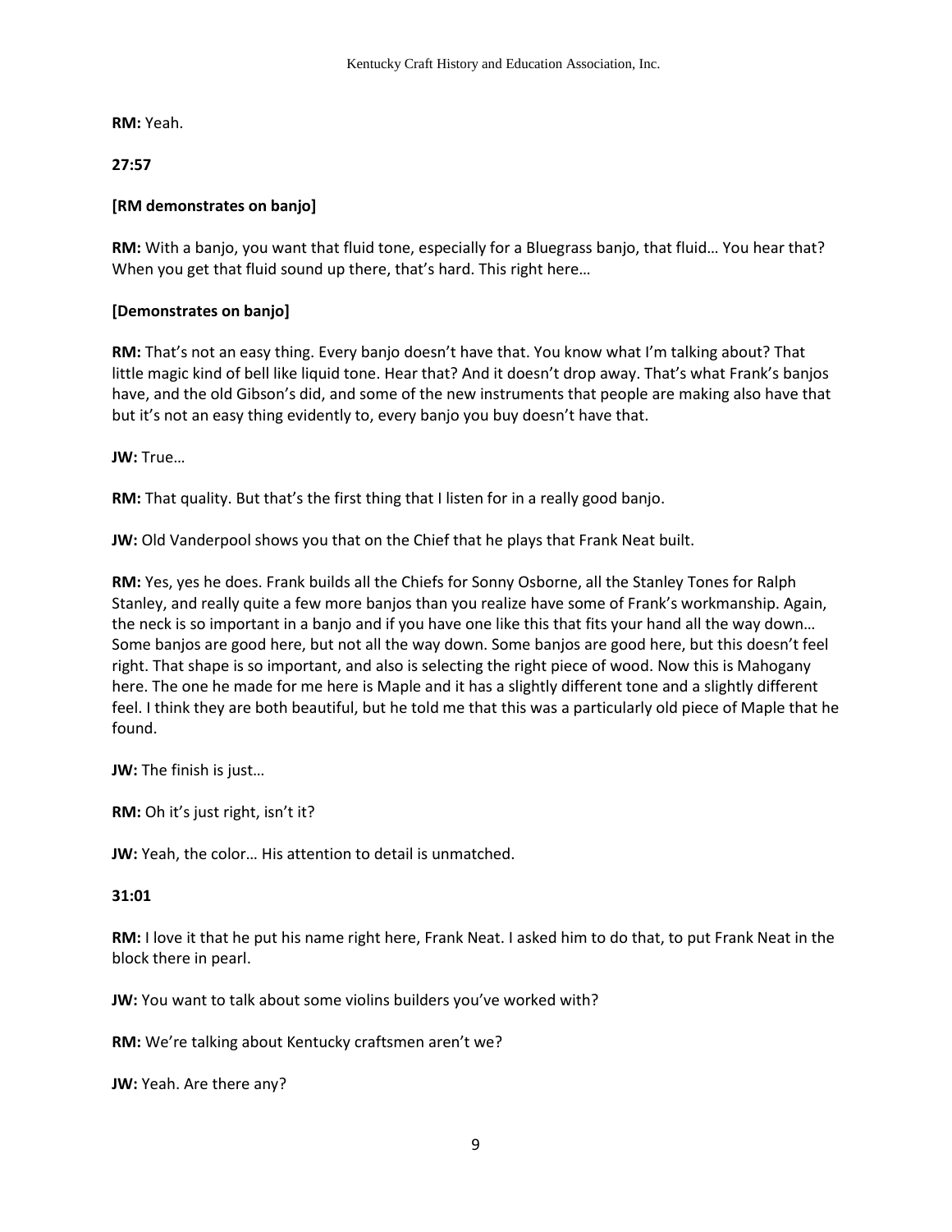**RM:** Yeah.

**27:57**

**[RM demonstrates on banjo]**

**RM:** With a banjo, you want that fluid tone, especially for a Bluegrass banjo, that fluid… You hear that? When you get that fluid sound up there, that's hard. This right here…

**[Demonstrates on banjo]**

**RM:** That's not an easy thing. Every banjo doesn't have that. You know what I'm talking about? That little magic kind of bell like liquid tone. Hear that? And it doesn't drop away. That's what Frank's banjos have, and the old Gibson's did, and some of the new instruments that people are making also have that but it's not an easy thing evidently to, every banjo you buy doesn't have that.

**JW:** True…

**RM:** That quality. But that's the first thing that I listen for in a really good banjo.

**JW:** Old Vanderpool shows you that on the Chief that he plays that Frank Neat built.

**RM:** Yes, yes he does. Frank builds all the Chiefs for Sonny Osborne, all the Stanley Tones for Ralph Stanley, and really quite a few more banjos than you realize have some of Frank's workmanship. Again, the neck is so important in a banjo and if you have one like this that fits your hand all the way down… Some banjos are good here, but not all the way down. Some banjos are good here, but this doesn't feel right. That shape is so important, and also is selecting the right piece of wood. Now this is Mahogany here. The one he made for me here is Maple and it has a slightly different tone and a slightly different feel. I think they are both beautiful, but he told me that this was a particularly old piece of Maple that he found.

**JW:** The finish is just…

**RM:** Oh it's just right, isn't it?

**JW:** Yeah, the color… His attention to detail is unmatched.

**31:01**

**RM:** I love it that he put his name right here, Frank Neat. I asked him to do that, to put Frank Neat in the block there in pearl.

**JW:** You want to talk about some violins builders you've worked with?

**RM:** We're talking about Kentucky craftsmen aren't we?

**JW:** Yeah. Are there any?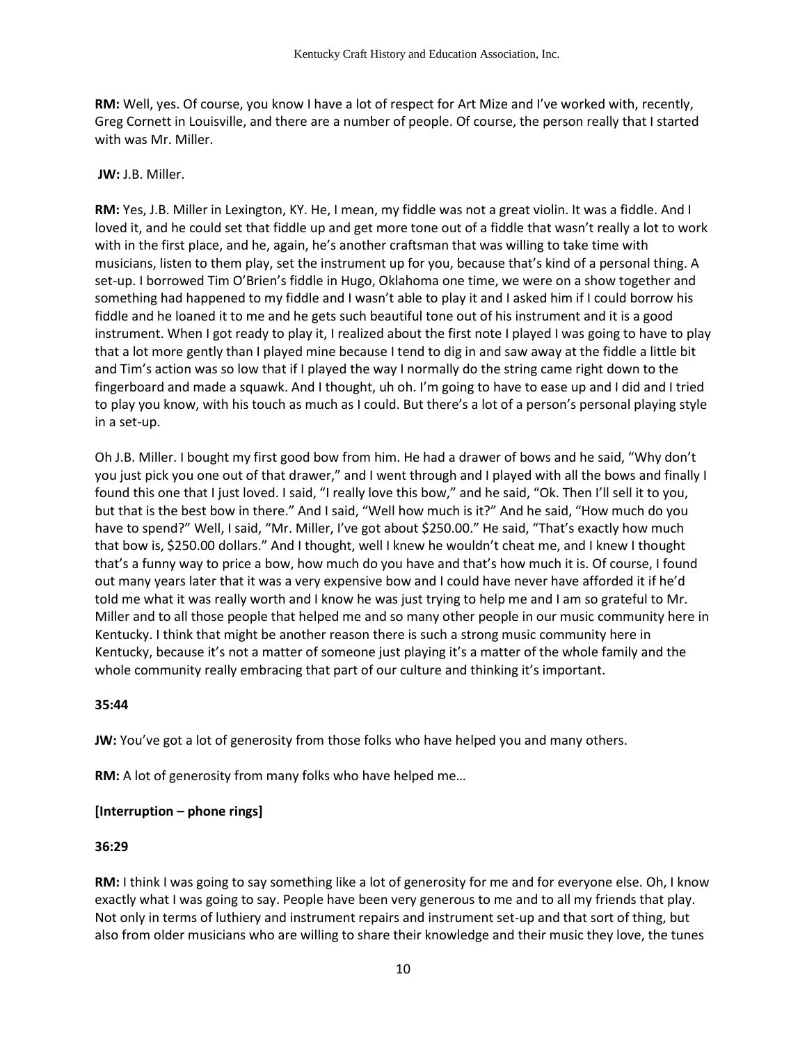**RM:** Well, yes. Of course, you know I have a lot of respect for Art Mize and I've worked with, recently, Greg Cornett in Louisville, and there are a number of people. Of course, the person really that I started with was Mr. Miller.

**JW:** J.B. Miller.

**RM:** Yes, J.B. Miller in Lexington, KY. He, I mean, my fiddle was not a great violin. It was a fiddle. And I loved it, and he could set that fiddle up and get more tone out of a fiddle that wasn't really a lot to work with in the first place, and he, again, he's another craftsman that was willing to take time with musicians, listen to them play, set the instrument up for you, because that's kind of a personal thing. A set-up. I borrowed Tim O'Brien's fiddle in Hugo, Oklahoma one time, we were on a show together and something had happened to my fiddle and I wasn't able to play it and I asked him if I could borrow his fiddle and he loaned it to me and he gets such beautiful tone out of his instrument and it is a good instrument. When I got ready to play it, I realized about the first note I played I was going to have to play that a lot more gently than I played mine because I tend to dig in and saw away at the fiddle a little bit and Tim's action was so low that if I played the way I normally do the string came right down to the fingerboard and made a squawk. And I thought, uh oh. I'm going to have to ease up and I did and I tried to play you know, with his touch as much as I could. But there's a lot of a person's personal playing style in a set-up.

Oh J.B. Miller. I bought my first good bow from him. He had a drawer of bows and he said, "Why don't you just pick you one out of that drawer," and I went through and I played with all the bows and finally I found this one that I just loved. I said, "I really love this bow," and he said, "Ok. Then I'll sell it to you, but that is the best bow in there." And I said, "Well how much is it?" And he said, "How much do you have to spend?" Well, I said, "Mr. Miller, I've got about $250.00." He said, "That's exactly how much that bow is, $250.00 dollars." And I thought, well I knew he wouldn't cheat me, and I knew I thought that's a funny way to price a bow, how much do you have and that's how much it is. Of course, I found out many years later that it was a very expensive bow and I could have never have afforded it if he'd told me what it was really worth and I know he was just trying to help me and I am so grateful to Mr. Miller and to all those people that helped me and so many other people in our music community here in Kentucky. I think that might be another reason there is such a strong music community here in Kentucky, because it's not a matter of someone just playing it's a matter of the whole family and the whole community really embracing that part of our culture and thinking it's important.

**35:44**

**JW:** You've got a lot of generosity from those folks who have helped you and many others.

**RM:** A lot of generosity from many folks who have helped me…

**[Interruption – phone rings]**

**36:29**

**RM:** I think I was going to say something like a lot of generosity for me and for everyone else. Oh, I know exactly what I was going to say. People have been very generous to me and to all my friends that play. Not only in terms of luthiery and instrument repairs and instrument set-up and that sort of thing, but also from older musicians who are willing to share their knowledge and their music they love, the tunes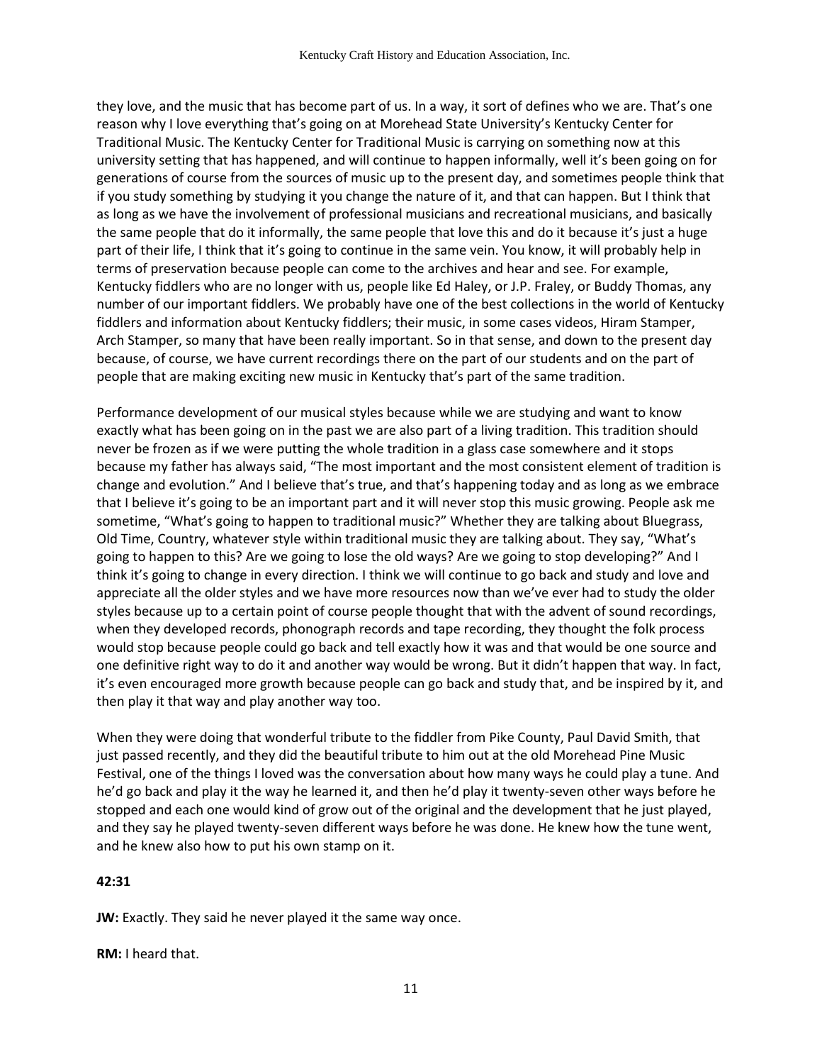they love, and the music that has become part of us. In a way, it sort of defines who we are. That's one reason why I love everything that's going on at Morehead State University's Kentucky Center for Traditional Music. The Kentucky Center for Traditional Music is carrying on something now at this university setting that has happened, and will continue to happen informally, well it's been going on for generations of course from the sources of music up to the present day, and sometimes people think that if you study something by studying it you change the nature of it, and that can happen. But I think that as long as we have the involvement of professional musicians and recreational musicians, and basically the same people that do it informally, the same people that love this and do it because it's just a huge part of their life, I think that it's going to continue in the same vein. You know, it will probably help in terms of preservation because people can come to the archives and hear and see. For example, Kentucky fiddlers who are no longer with us, people like Ed Haley, or J.P. Fraley, or Buddy Thomas, any number of our important fiddlers. We probably have one of the best collections in the world of Kentucky fiddlers and information about Kentucky fiddlers; their music, in some cases videos, Hiram Stamper, Arch Stamper, so many that have been really important. So in that sense, and down to the present day because, of course, we have current recordings there on the part of our students and on the part of people that are making exciting new music in Kentucky that's part of the same tradition.

Performance development of our musical styles because while we are studying and want to know exactly what has been going on in the past we are also part of a living tradition. This tradition should never be frozen as if we were putting the whole tradition in a glass case somewhere and it stops because my father has always said, "The most important and the most consistent element of tradition is change and evolution." And I believe that's true, and that's happening today and as long as we embrace that I believe it's going to be an important part and it will never stop this music growing. People ask me sometime, "What's going to happen to traditional music?" Whether they are talking about Bluegrass, Old Time, Country, whatever style within traditional music they are talking about. They say, "What's going to happen to this? Are we going to lose the old ways? Are we going to stop developing?" And I think it's going to change in every direction. I think we will continue to go back and study and love and appreciate all the older styles and we have more resources now than we've ever had to study the older styles because up to a certain point of course people thought that with the advent of sound recordings, when they developed records, phonograph records and tape recording, they thought the folk process would stop because people could go back and tell exactly how it was and that would be one source and one definitive right way to do it and another way would be wrong. But it didn't happen that way. In fact, it's even encouraged more growth because people can go back and study that, and be inspired by it, and then play it that way and play another way too.

When they were doing that wonderful tribute to the fiddler from Pike County, Paul David Smith, that just passed recently, and they did the beautiful tribute to him out at the old Morehead Pine Music Festival, one of the things I loved was the conversation about how many ways he could play a tune. And he'd go back and play it the way he learned it, and then he'd play it twenty-seven other ways before he stopped and each one would kind of grow out of the original and the development that he just played, and they say he played twenty-seven different ways before he was done. He knew how the tune went, and he knew also how to put his own stamp on it.

**42:31**

**JW:** Exactly. They said he never played it the same way once.

**RM:** I heard that.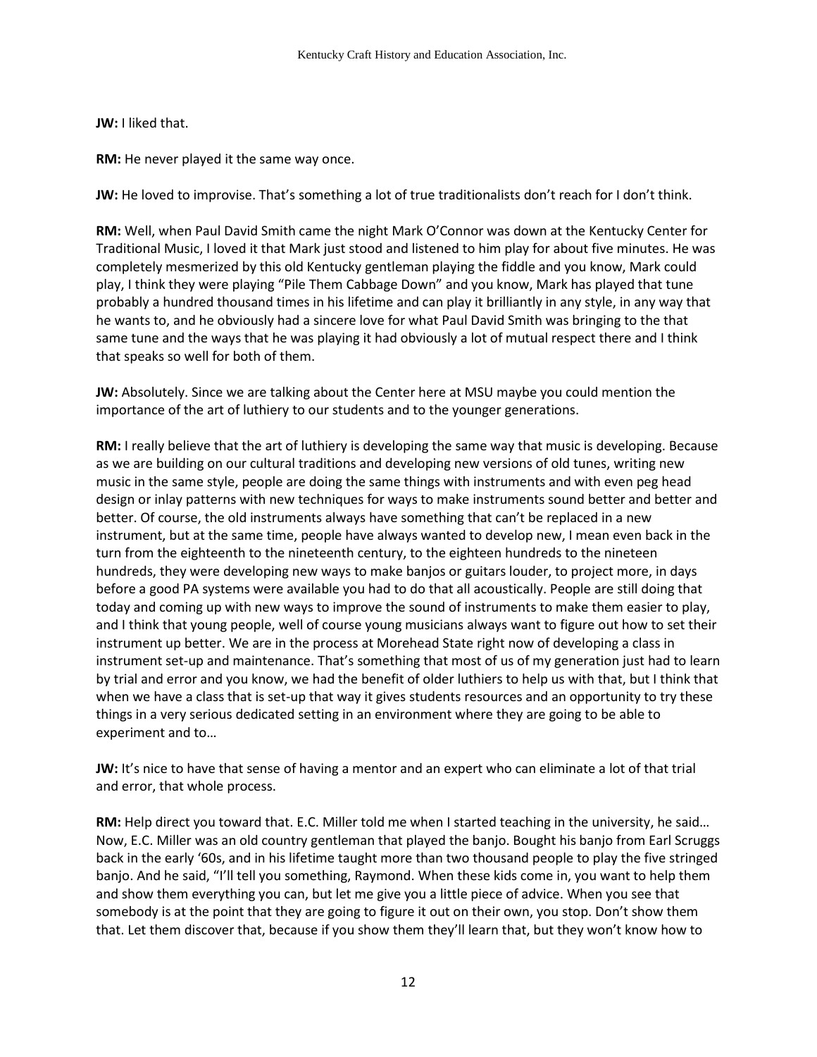**JW:** I liked that.

**RM:** He never played it the same way once.

**JW:** He loved to improvise. That's something a lot of true traditionalists don't reach for I don't think.

**RM:** Well, when Paul David Smith came the night Mark O'Connor was down at the Kentucky Center for Traditional Music, I loved it that Mark just stood and listened to him play for about five minutes. He was completely mesmerized by this old Kentucky gentleman playing the fiddle and you know, Mark could play, I think they were playing "Pile Them Cabbage Down" and you know, Mark has played that tune probably a hundred thousand times in his lifetime and can play it brilliantly in any style, in any way that he wants to, and he obviously had a sincere love for what Paul David Smith was bringing to the that same tune and the ways that he was playing it had obviously a lot of mutual respect there and I think that speaks so well for both of them.

**JW:** Absolutely. Since we are talking about the Center here at MSU maybe you could mention the importance of the art of luthiery to our students and to the younger generations.

**RM:** I really believe that the art of luthiery is developing the same way that music is developing. Because as we are building on our cultural traditions and developing new versions of old tunes, writing new music in the same style, people are doing the same things with instruments and with even peg head design or inlay patterns with new techniques for ways to make instruments sound better and better and better. Of course, the old instruments always have something that can't be replaced in a new instrument, but at the same time, people have always wanted to develop new, I mean even back in the turn from the eighteenth to the nineteenth century, to the eighteen hundreds to the nineteen hundreds, they were developing new ways to make banjos or guitars louder, to project more, in days before a good PA systems were available you had to do that all acoustically. People are still doing that today and coming up with new ways to improve the sound of instruments to make them easier to play, and I think that young people, well of course young musicians always want to figure out how to set their instrument up better. We are in the process at Morehead State right now of developing a class in instrument set-up and maintenance. That's something that most of us of my generation just had to learn by trial and error and you know, we had the benefit of older luthiers to help us with that, but I think that when we have a class that is set-up that way it gives students resources and an opportunity to try these things in a very serious dedicated setting in an environment where they are going to be able to experiment and to…

**JW:** It's nice to have that sense of having a mentor and an expert who can eliminate a lot of that trial and error, that whole process.

**RM:** Help direct you toward that. E.C. Miller told me when I started teaching in the university, he said… Now, E.C. Miller was an old country gentleman that played the banjo. Bought his banjo from Earl Scruggs back in the early '60s, and in his lifetime taught more than two thousand people to play the five stringed banjo. And he said, "I'll tell you something, Raymond. When these kids come in, you want to help them and show them everything you can, but let me give you a little piece of advice. When you see that somebody is at the point that they are going to figure it out on their own, you stop. Don't show them that. Let them discover that, because if you show them they'll learn that, but they won't know how to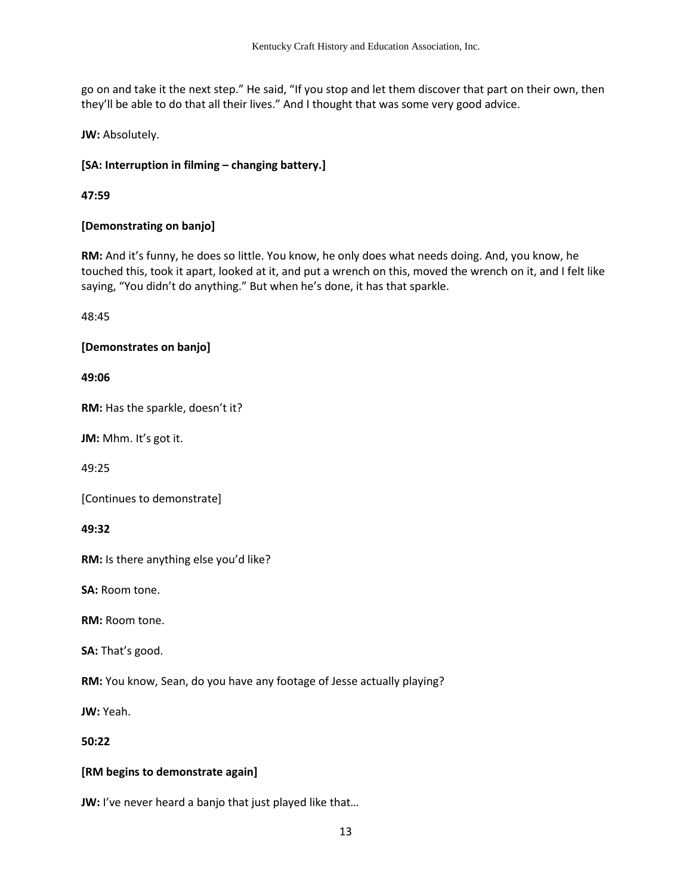go on and take it the next step." He said, "If you stop and let them discover that part on their own, then they'll be able to do that all their lives." And I thought that was some very good advice.

**JW:** Absolutely.

**[SA: Interruption in filming – changing battery.]**

**47:59**

**[Demonstrating on banjo]**

**RM:** And it's funny, he does so little. You know, he only does what needs doing. And, you know, he touched this, took it apart, looked at it, and put a wrench on this, moved the wrench on it, and I felt like saying, "You didn't do anything." But when he's done, it has that sparkle.

48:45

**[Demonstrates on banjo]**

**49:06**

**RM:** Has the sparkle, doesn't it?

**JM:** Mhm. It's got it.

49:25

[Continues to demonstrate]

**49:32**

**RM:** Is there anything else you'd like?

**SA:** Room tone.

**RM:** Room tone.

**SA:** That's good.

**RM:** You know, Sean, do you have any footage of Jesse actually playing?

**JW:** Yeah.

**50:22**

**[RM begins to demonstrate again]**

**JW:** I've never heard a banjo that just played like that…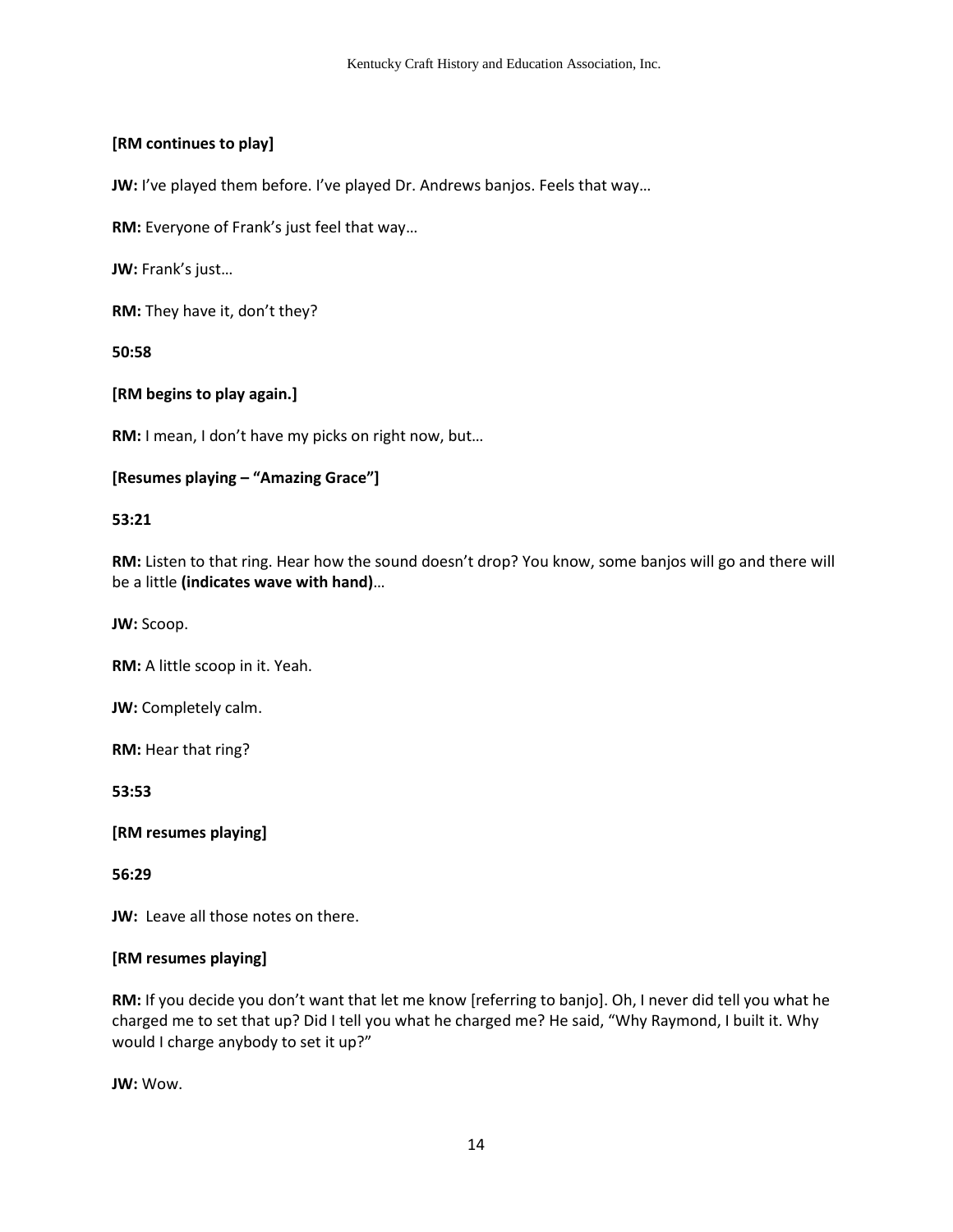**[RM continues to play]**

**JW:** I've played them before. I've played Dr. Andrews banjos. Feels that way…

**RM:** Everyone of Frank's just feel that way…

**JW:** Frank's just…

**RM:** They have it, don't they?

**50:58**

**[RM begins to play again.]**

**RM:** I mean, I don't have my picks on right now, but…

**[Resumes playing – "Amazing Grace"]**

**53:21**

**RM:** Listen to that ring. Hear how the sound doesn't drop? You know, some banjos will go and there will be a little **(indicates wave with hand)**…

**JW:** Scoop.

**RM:** A little scoop in it. Yeah.

**JW:** Completely calm.

**RM:** Hear that ring?

**53:53**

**[RM resumes playing]**

**56:29**

**JW:** Leave all those notes on there.

**[RM resumes playing]**

**RM:** If you decide you don't want that let me know [referring to banjo]. Oh, I never did tell you what he charged me to set that up? Did I tell you what he charged me? He said, "Why Raymond, I built it. Why would I charge anybody to set it up?"

**JW:** Wow.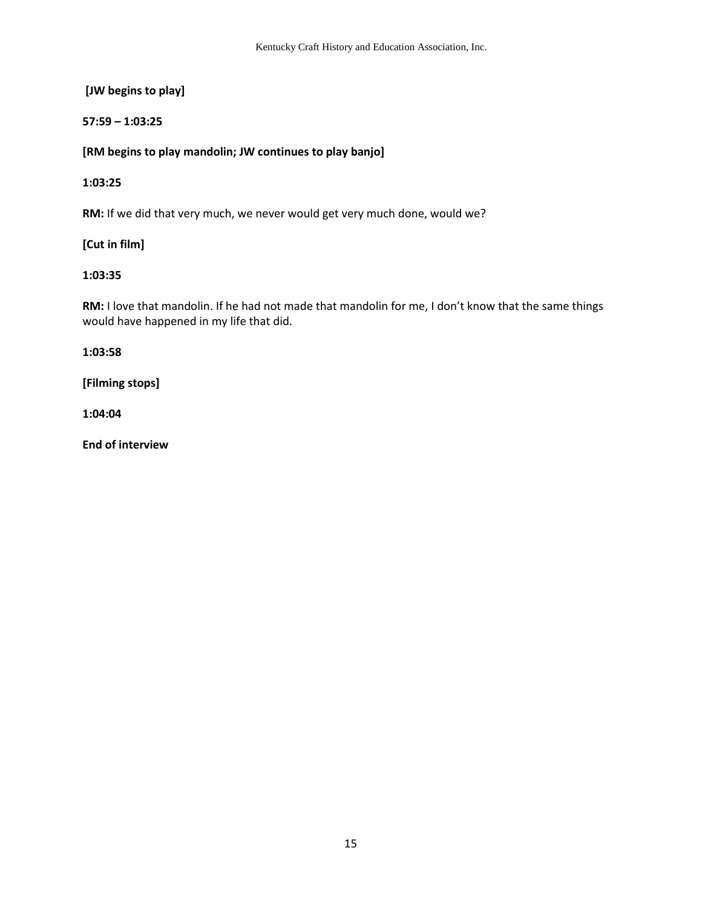**[JW begins to play]**

**57:59 – 1:03:25**

**[RM begins to play mandolin; JW continues to play banjo]**

**1:03:25**

**RM:** If we did that very much, we never would get very much done, would we?

**[Cut in film]**

**1:03:35**

**RM:** I love that mandolin. If he had not made that mandolin for me, I don't know that the same things would have happened in my life that did.

**1:03:58**

**[Filming stops]**

**1:04:04**

**End of interview**